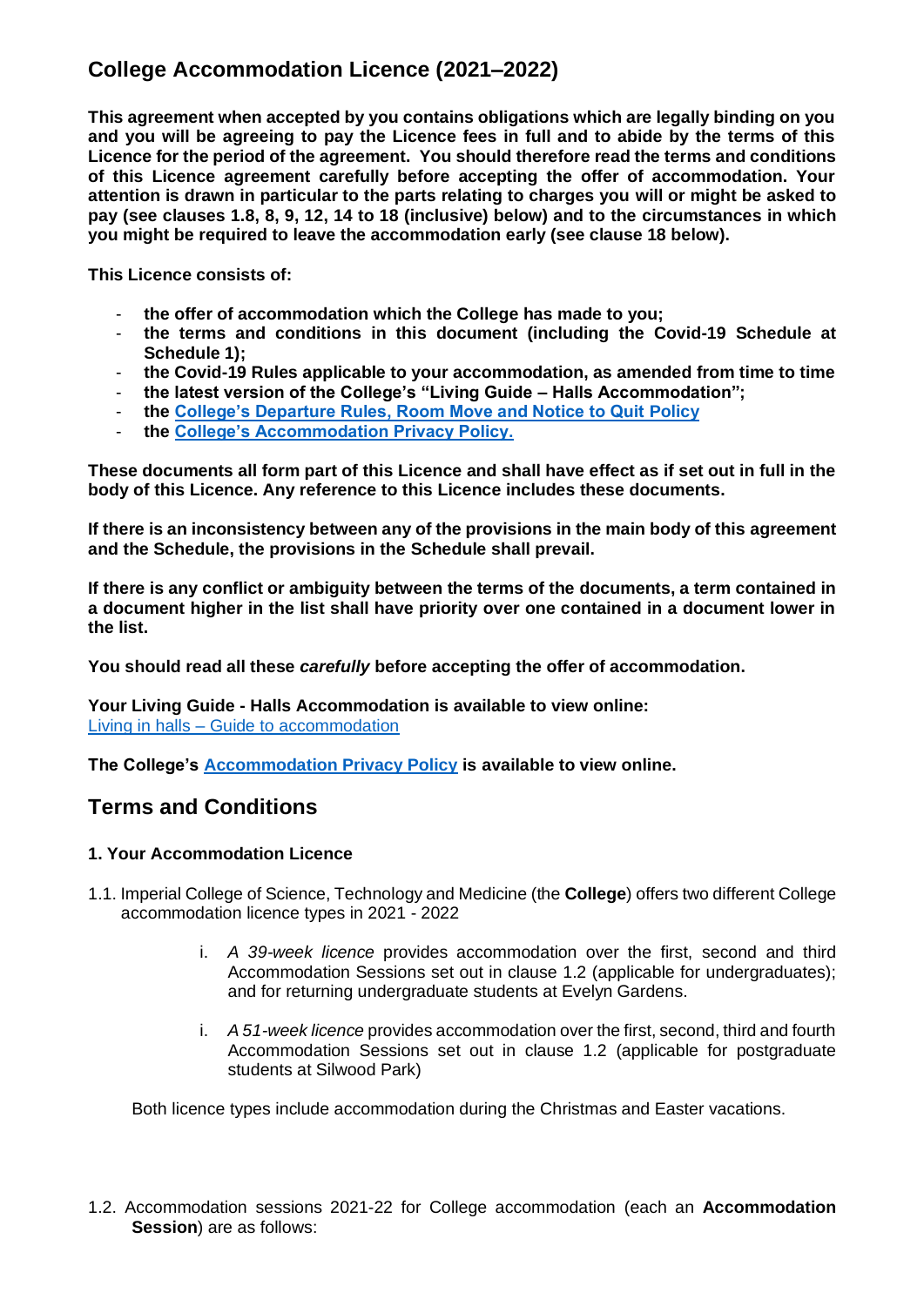# College Accommodation Licence (2021–2022)

**This agreement when accepted by you contains obligations which are legally binding on you and you will be agreeing to pay the Licence fees in full and to abide by the terms of this Licence for the period of the agreement. You should therefore read the terms and conditions of this Licence agreement carefully before accepting the offer of accommodation. Your attention is drawn in particular to the parts relating to charges you will or might be asked to pay (see clauses 1.8, 8, 9, 12, 14 to 18 (inclusive) below) and to the circumstances in which you might be required to leave the accommodation early (see clause 18 below).**

**This Licence consists of:**

- **the offer of accommodation which the College has made to you;**
- **the terms and conditions in this document (including the Covid-19 Schedule at Schedule 1);**
- **the Covid-19 Rules applicable to your accommodation, as amended from time to time**
- **the latest version of the College's "Living Guide – Halls Accommodation";**
- **the [College's Departure Rules, Room Move and Notice to Quit Policy](#)**
- **the [College's Accommodation Privacy Policy.](#)**

**These documents all form part of this Licence and shall have effect as if set out in full in the body of this Licence. Any reference to this Licence includes these documents.**

**If there is an inconsistency between any of the provisions in the main body of this agreement and the Schedule, the provisions in the Schedule shall prevail.**

**If there is any conflict or ambiguity between the terms of the documents, a term contained in a document higher in the list shall have priority over one contained in a document lower in the list.**

**You should read all these *carefully* before accepting the offer of accommodation.**

**Your Living Guide - Halls Accommodation is available to view online:**
[Living in halls – Guide to accommodation](#)

**The College's [Accommodation Privacy Policy](#) is available to view online.**

## Terms and Conditions

### 1. Your Accommodation Licence

1.1. Imperial College of Science, Technology and Medicine (the **College**) offers two different College accommodation licence types in 2021 - 2022

i. *A 39-week licence* provides accommodation over the first, second and third Accommodation Sessions set out in clause 1.2 (applicable for undergraduates); and for returning undergraduate students at Evelyn Gardens.

i. *A 51-week licence* provides accommodation over the first, second, third and fourth Accommodation Sessions set out in clause 1.2 (applicable for postgraduate students at Silwood Park)

Both licence types include accommodation during the Christmas and Easter vacations.

1.2. Accommodation sessions 2021-22 for College accommodation (each an **Accommodation Session**) are as follows: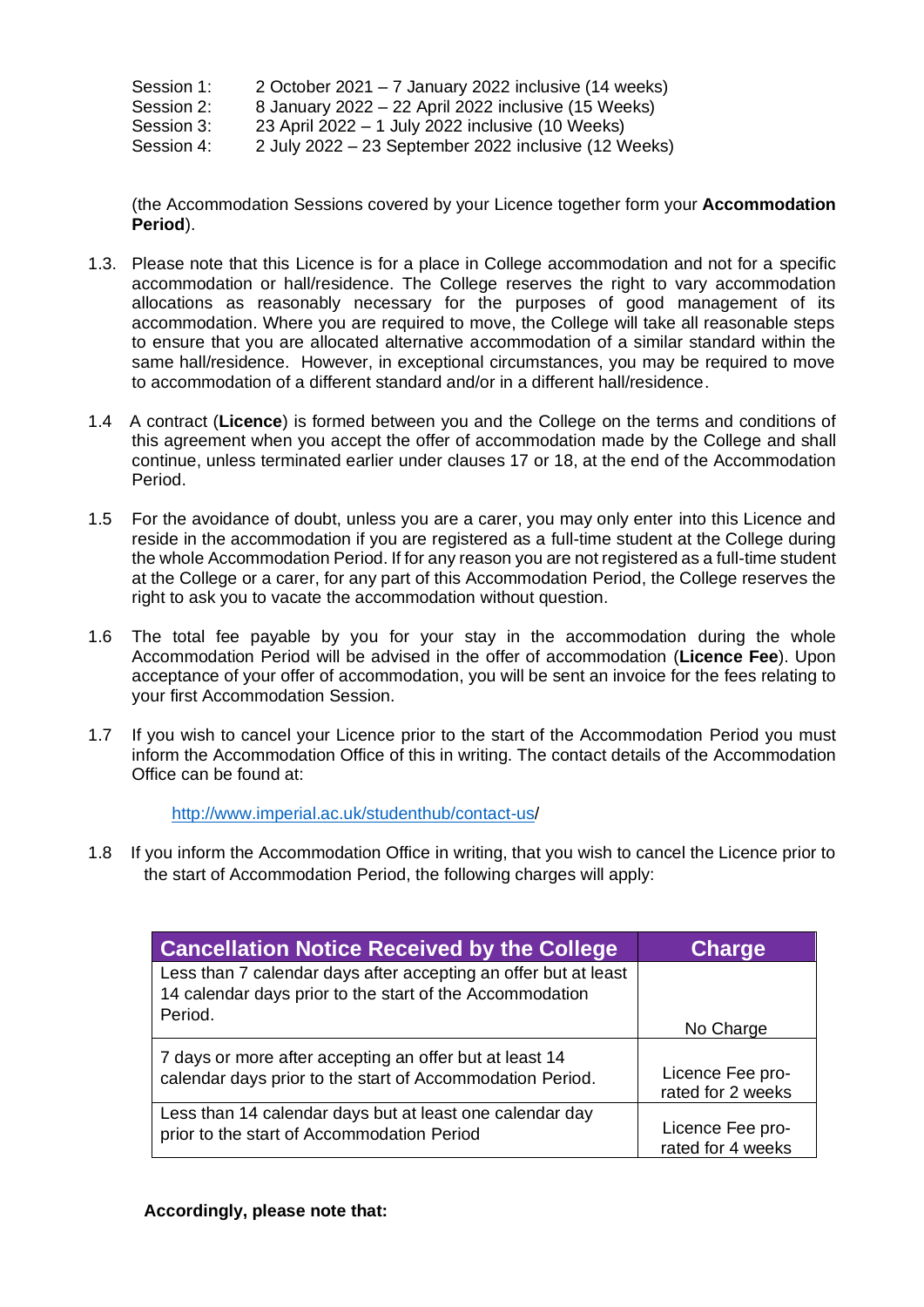Session 1: 2 October 2021 – 7 January 2022 inclusive (14 weeks)
Session 2: 8 January 2022 – 22 April 2022 inclusive (15 Weeks)
Session 3: 23 April 2022 – 1 July 2022 inclusive (10 Weeks)
Session 4: 2 July 2022 – 23 September 2022 inclusive (12 Weeks)

(the Accommodation Sessions covered by your Licence together form your **Accommodation Period**).

1.3. Please note that this Licence is for a place in College accommodation and not for a specific accommodation or hall/residence. The College reserves the right to vary accommodation allocations as reasonably necessary for the purposes of good management of its accommodation. Where you are required to move, the College will take all reasonable steps to ensure that you are allocated alternative accommodation of a similar standard within the same hall/residence. However, in exceptional circumstances, you may be required to move to accommodation of a different standard and/or in a different hall/residence.

1.4 A contract (**Licence**) is formed between you and the College on the terms and conditions of this agreement when you accept the offer of accommodation made by the College and shall continue, unless terminated earlier under clauses 17 or 18, at the end of the Accommodation Period.

1.5 For the avoidance of doubt, unless you are a carer, you may only enter into this Licence and reside in the accommodation if you are registered as a full-time student at the College during the whole Accommodation Period. If for any reason you are not registered as a full-time student at the College or a carer, for any part of this Accommodation Period, the College reserves the right to ask you to vacate the accommodation without question.

1.6 The total fee payable by you for your stay in the accommodation during the whole Accommodation Period will be advised in the offer of accommodation (**Licence Fee**). Upon acceptance of your offer of accommodation, you will be sent an invoice for the fees relating to your first Accommodation Session.

1.7 If you wish to cancel your Licence prior to the start of the Accommodation Period you must inform the Accommodation Office of this in writing. The contact details of the Accommodation Office can be found at:

http://www.imperial.ac.uk/studenthub/contact-us/

1.8 If you inform the Accommodation Office in writing, that you wish to cancel the Licence prior to the start of Accommodation Period, the following charges will apply:

| Cancellation Notice Received by the College | Charge |
|---|---|
| Less than 7 calendar days after accepting an offer but at least 14 calendar days prior to the start of the Accommodation Period. | No Charge |
| 7 days or more after accepting an offer but at least 14 calendar days prior to the start of Accommodation Period. | Licence Fee pro-rated for 2 weeks |
| Less than 14 calendar days but at least one calendar day prior to the start of Accommodation Period | Licence Fee pro-rated for 4 weeks |

**Accordingly, please note that:**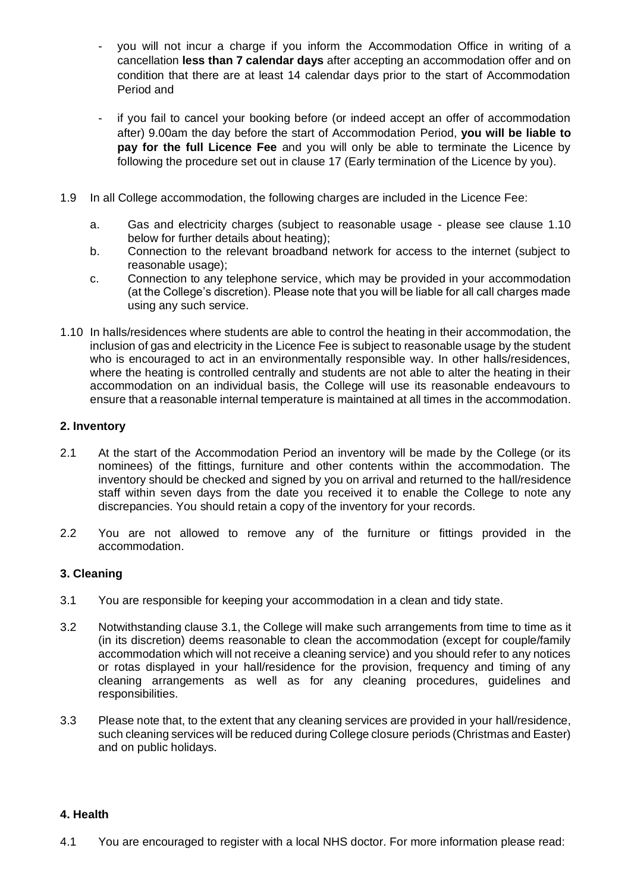- you will not incur a charge if you inform the Accommodation Office in writing of a cancellation **less than 7 calendar days** after accepting an accommodation offer and on condition that there are at least 14 calendar days prior to the start of Accommodation Period and

- if you fail to cancel your booking before (or indeed accept an offer of accommodation after) 9.00am the day before the start of Accommodation Period, **you will be liable to pay for the full Licence Fee** and you will only be able to terminate the Licence by following the procedure set out in clause 17 (Early termination of the Licence by you).

1.9 In all College accommodation, the following charges are included in the Licence Fee:

   a. Gas and electricity charges (subject to reasonable usage - please see clause 1.10 below for further details about heating);

   b. Connection to the relevant broadband network for access to the internet (subject to reasonable usage);

   c. Connection to any telephone service, which may be provided in your accommodation (at the College's discretion). Please note that you will be liable for all call charges made using any such service.

1.10 In halls/residences where students are able to control the heating in their accommodation, the inclusion of gas and electricity in the Licence Fee is subject to reasonable usage by the student who is encouraged to act in an environmentally responsible way. In other halls/residences, where the heating is controlled centrally and students are not able to alter the heating in their accommodation on an individual basis, the College will use its reasonable endeavours to ensure that a reasonable internal temperature is maintained at all times in the accommodation.

**2. Inventory**

2.1 At the start of the Accommodation Period an inventory will be made by the College (or its nominees) of the fittings, furniture and other contents within the accommodation. The inventory should be checked and signed by you on arrival and returned to the hall/residence staff within seven days from the date you received it to enable the College to note any discrepancies. You should retain a copy of the inventory for your records.

2.2 You are not allowed to remove any of the furniture or fittings provided in the accommodation.

**3. Cleaning**

3.1 You are responsible for keeping your accommodation in a clean and tidy state.

3.2 Notwithstanding clause 3.1, the College will make such arrangements from time to time as it (in its discretion) deems reasonable to clean the accommodation (except for couple/family accommodation which will not receive a cleaning service) and you should refer to any notices or rotas displayed in your hall/residence for the provision, frequency and timing of any cleaning arrangements as well as for any cleaning procedures, guidelines and responsibilities.

3.3 Please note that, to the extent that any cleaning services are provided in your hall/residence, such cleaning services will be reduced during College closure periods (Christmas and Easter) and on public holidays.

**4. Health**

4.1 You are encouraged to register with a local NHS doctor. For more information please read: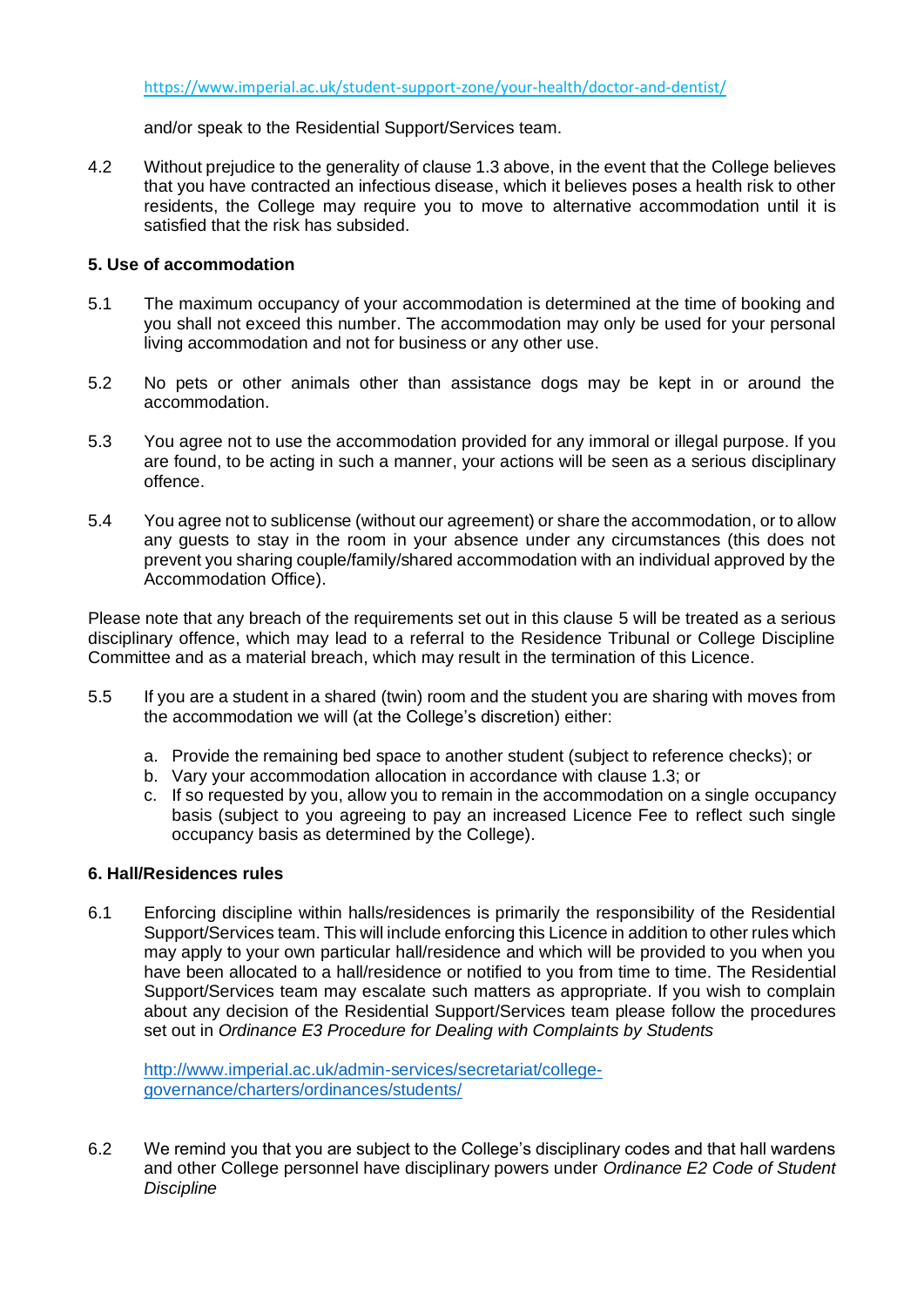https://www.imperial.ac.uk/student-support-zone/your-health/doctor-and-dentist/

and/or speak to the Residential Support/Services team.

4.2 Without prejudice to the generality of clause 1.3 above, in the event that the College believes that you have contracted an infectious disease, which it believes poses a health risk to other residents, the College may require you to move to alternative accommodation until it is satisfied that the risk has subsided.

### 5. Use of accommodation

5.1 The maximum occupancy of your accommodation is determined at the time of booking and you shall not exceed this number. The accommodation may only be used for your personal living accommodation and not for business or any other use.

5.2 No pets or other animals other than assistance dogs may be kept in or around the accommodation.

5.3 You agree not to use the accommodation provided for any immoral or illegal purpose. If you are found, to be acting in such a manner, your actions will be seen as a serious disciplinary offence.

5.4 You agree not to sublicense (without our agreement) or share the accommodation, or to allow any guests to stay in the room in your absence under any circumstances (this does not prevent you sharing couple/family/shared accommodation with an individual approved by the Accommodation Office).

Please note that any breach of the requirements set out in this clause 5 will be treated as a serious disciplinary offence, which may lead to a referral to the Residence Tribunal or College Discipline Committee and as a material breach, which may result in the termination of this Licence.

5.5 If you are a student in a shared (twin) room and the student you are sharing with moves from the accommodation we will (at the College's discretion) either:

a. Provide the remaining bed space to another student (subject to reference checks); or
b. Vary your accommodation allocation in accordance with clause 1.3; or
c. If so requested by you, allow you to remain in the accommodation on a single occupancy basis (subject to you agreeing to pay an increased Licence Fee to reflect such single occupancy basis as determined by the College).

### 6. Hall/Residences rules

6.1 Enforcing discipline within halls/residences is primarily the responsibility of the Residential Support/Services team. This will include enforcing this Licence in addition to other rules which may apply to your own particular hall/residence and which will be provided to you when you have been allocated to a hall/residence or notified to you from time to time. The Residential Support/Services team may escalate such matters as appropriate. If you wish to complain about any decision of the Residential Support/Services team please follow the procedures set out in *Ordinance E3 Procedure for Dealing with Complaints by Students*

http://www.imperial.ac.uk/admin-services/secretariat/college-governance/charters/ordinances/students/

6.2 We remind you that you are subject to the College's disciplinary codes and that hall wardens and other College personnel have disciplinary powers under *Ordinance E2 Code of Student Discipline*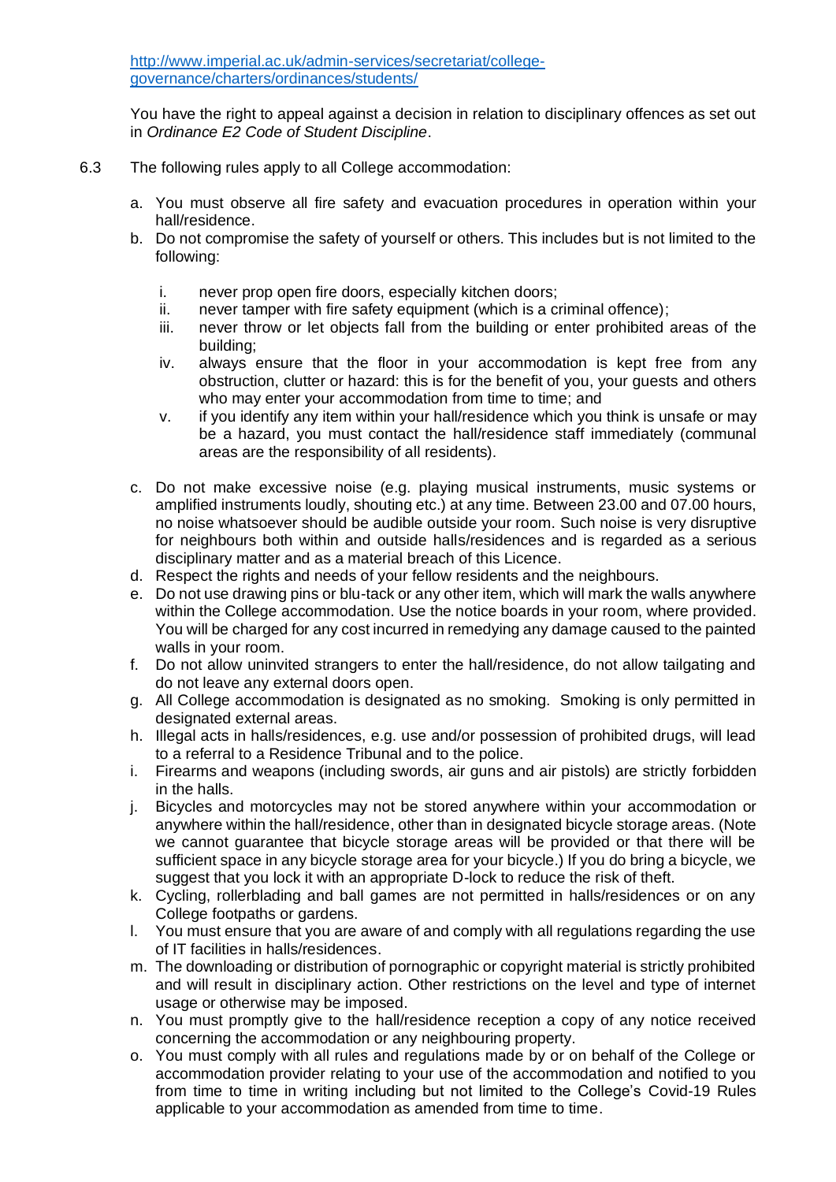http://www.imperial.ac.uk/admin-services/secretariat/college-governance/charters/ordinances/students/

You have the right to appeal against a decision in relation to disciplinary offences as set out in *Ordinance E2 Code of Student Discipline*.

6.3 The following rules apply to all College accommodation:

a. You must observe all fire safety and evacuation procedures in operation within your hall/residence.

b. Do not compromise the safety of yourself or others. This includes but is not limited to the following:

   i. never prop open fire doors, especially kitchen doors;
   
   ii. never tamper with fire safety equipment (which is a criminal offence);
   
   iii. never throw or let objects fall from the building or enter prohibited areas of the building;
   
   iv. always ensure that the floor in your accommodation is kept free from any obstruction, clutter or hazard: this is for the benefit of you, your guests and others who may enter your accommodation from time to time; and
   
   v. if you identify any item within your hall/residence which you think is unsafe or may be a hazard, you must contact the hall/residence staff immediately (communal areas are the responsibility of all residents).

c. Do not make excessive noise (e.g. playing musical instruments, music systems or amplified instruments loudly, shouting etc.) at any time. Between 23.00 and 07.00 hours, no noise whatsoever should be audible outside your room. Such noise is very disruptive for neighbours both within and outside halls/residences and is regarded as a serious disciplinary matter and as a material breach of this Licence.

d. Respect the rights and needs of your fellow residents and the neighbours.

e. Do not use drawing pins or blu-tack or any other item, which will mark the walls anywhere within the College accommodation. Use the notice boards in your room, where provided. You will be charged for any cost incurred in remedying any damage caused to the painted walls in your room.

f. Do not allow uninvited strangers to enter the hall/residence, do not allow tailgating and do not leave any external doors open.

g. All College accommodation is designated as no smoking. Smoking is only permitted in designated external areas.

h. Illegal acts in halls/residences, e.g. use and/or possession of prohibited drugs, will lead to a referral to a Residence Tribunal and to the police.

i. Firearms and weapons (including swords, air guns and air pistols) are strictly forbidden in the halls.

j. Bicycles and motorcycles may not be stored anywhere within your accommodation or anywhere within the hall/residence, other than in designated bicycle storage areas. (Note we cannot guarantee that bicycle storage areas will be provided or that there will be sufficient space in any bicycle storage area for your bicycle.) If you do bring a bicycle, we suggest that you lock it with an appropriate D-lock to reduce the risk of theft.

k. Cycling, rollerblading and ball games are not permitted in halls/residences or on any College footpaths or gardens.

l. You must ensure that you are aware of and comply with all regulations regarding the use of IT facilities in halls/residences.

m. The downloading or distribution of pornographic or copyright material is strictly prohibited and will result in disciplinary action. Other restrictions on the level and type of internet usage or otherwise may be imposed.

n. You must promptly give to the hall/residence reception a copy of any notice received concerning the accommodation or any neighbouring property.

o. You must comply with all rules and regulations made by or on behalf of the College or accommodation provider relating to your use of the accommodation and notified to you from time to time in writing including but not limited to the College's Covid-19 Rules applicable to your accommodation as amended from time to time.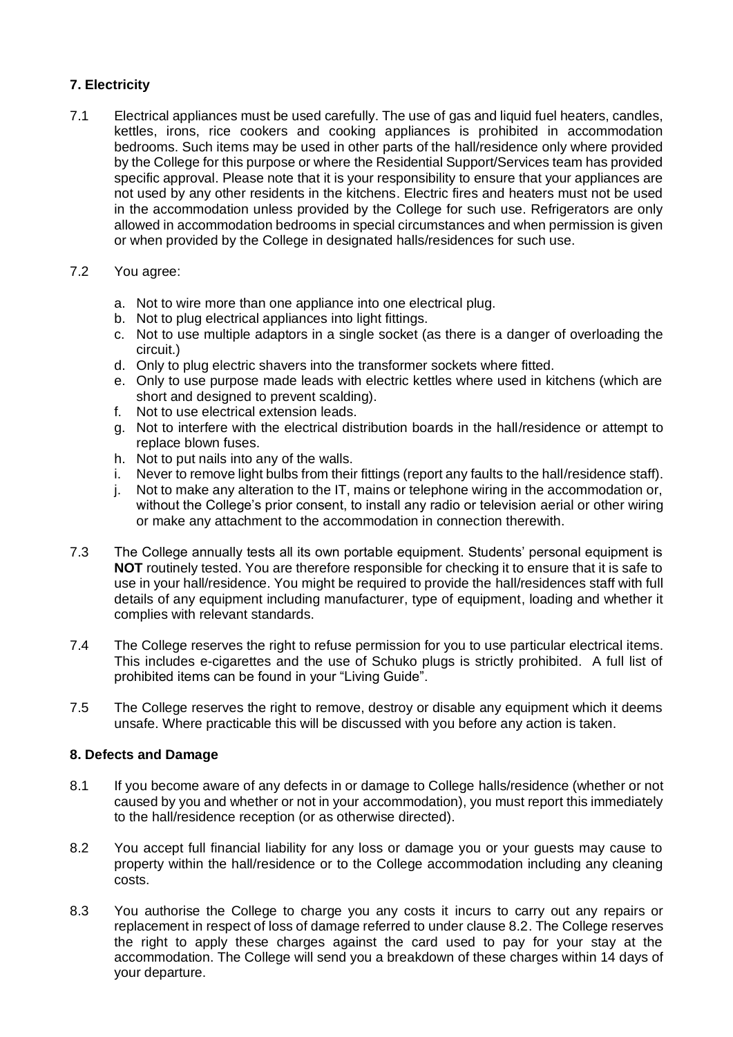## 7. Electricity

7.1 Electrical appliances must be used carefully. The use of gas and liquid fuel heaters, candles, kettles, irons, rice cookers and cooking appliances is prohibited in accommodation bedrooms. Such items may be used in other parts of the hall/residence only where provided by the College for this purpose or where the Residential Support/Services team has provided specific approval. Please note that it is your responsibility to ensure that your appliances are not used by any other residents in the kitchens. Electric fires and heaters must not be used in the accommodation unless provided by the College for such use. Refrigerators are only allowed in accommodation bedrooms in special circumstances and when permission is given or when provided by the College in designated halls/residences for such use.

7.2 You agree:

a. Not to wire more than one appliance into one electrical plug.
b. Not to plug electrical appliances into light fittings.
c. Not to use multiple adaptors in a single socket (as there is a danger of overloading the circuit.)
d. Only to plug electric shavers into the transformer sockets where fitted.
e. Only to use purpose made leads with electric kettles where used in kitchens (which are short and designed to prevent scalding).
f. Not to use electrical extension leads.
g. Not to interfere with the electrical distribution boards in the hall/residence or attempt to replace blown fuses.
h. Not to put nails into any of the walls.
i. Never to remove light bulbs from their fittings (report any faults to the hall/residence staff).
j. Not to make any alteration to the IT, mains or telephone wiring in the accommodation or, without the College's prior consent, to install any radio or television aerial or other wiring or make any attachment to the accommodation in connection therewith.

7.3 The College annually tests all its own portable equipment. Students' personal equipment is **NOT** routinely tested. You are therefore responsible for checking it to ensure that it is safe to use in your hall/residence. You might be required to provide the hall/residences staff with full details of any equipment including manufacturer, type of equipment, loading and whether it complies with relevant standards.

7.4 The College reserves the right to refuse permission for you to use particular electrical items. This includes e-cigarettes and the use of Schuko plugs is strictly prohibited. A full list of prohibited items can be found in your "Living Guide".

7.5 The College reserves the right to remove, destroy or disable any equipment which it deems unsafe. Where practicable this will be discussed with you before any action is taken.

## 8. Defects and Damage

8.1 If you become aware of any defects in or damage to College halls/residence (whether or not caused by you and whether or not in your accommodation), you must report this immediately to the hall/residence reception (or as otherwise directed).

8.2 You accept full financial liability for any loss or damage you or your guests may cause to property within the hall/residence or to the College accommodation including any cleaning costs.

8.3 You authorise the College to charge you any costs it incurs to carry out any repairs or replacement in respect of loss of damage referred to under clause 8.2. The College reserves the right to apply these charges against the card used to pay for your stay at the accommodation. The College will send you a breakdown of these charges within 14 days of your departure.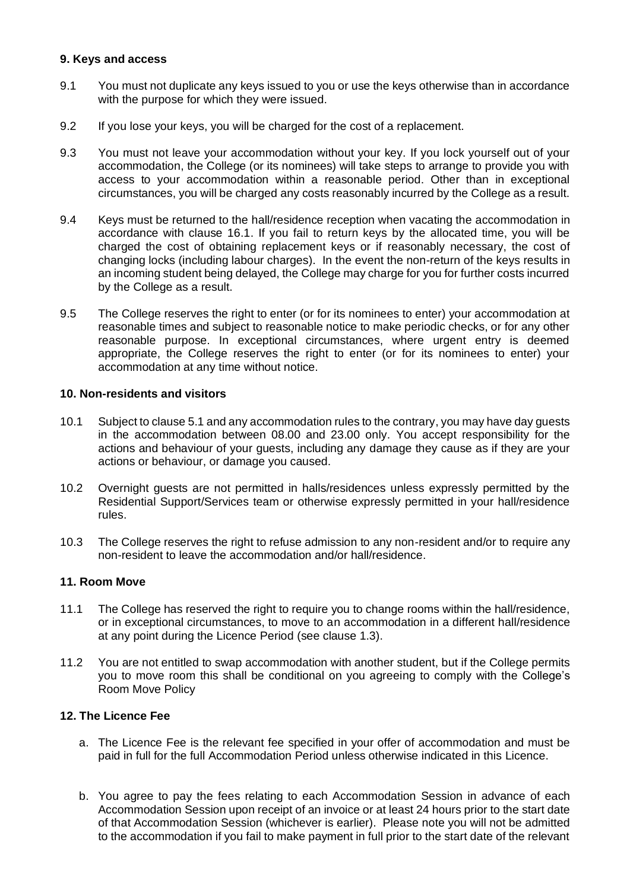**9. Keys and access**

9.1 You must not duplicate any keys issued to you or use the keys otherwise than in accordance with the purpose for which they were issued.

9.2 If you lose your keys, you will be charged for the cost of a replacement.

9.3 You must not leave your accommodation without your key. If you lock yourself out of your accommodation, the College (or its nominees) will take steps to arrange to provide you with access to your accommodation within a reasonable period. Other than in exceptional circumstances, you will be charged any costs reasonably incurred by the College as a result.

9.4 Keys must be returned to the hall/residence reception when vacating the accommodation in accordance with clause 16.1. If you fail to return keys by the allocated time, you will be charged the cost of obtaining replacement keys or if reasonably necessary, the cost of changing locks (including labour charges). In the event the non-return of the keys results in an incoming student being delayed, the College may charge for you for further costs incurred by the College as a result.

9.5 The College reserves the right to enter (or for its nominees to enter) your accommodation at reasonable times and subject to reasonable notice to make periodic checks, or for any other reasonable purpose. In exceptional circumstances, where urgent entry is deemed appropriate, the College reserves the right to enter (or for its nominees to enter) your accommodation at any time without notice.

**10. Non-residents and visitors**

10.1 Subject to clause 5.1 and any accommodation rules to the contrary, you may have day guests in the accommodation between 08.00 and 23.00 only. You accept responsibility for the actions and behaviour of your guests, including any damage they cause as if they are your actions or behaviour, or damage you caused.

10.2 Overnight guests are not permitted in halls/residences unless expressly permitted by the Residential Support/Services team or otherwise expressly permitted in your hall/residence rules.

10.3 The College reserves the right to refuse admission to any non-resident and/or to require any non-resident to leave the accommodation and/or hall/residence.

**11. Room Move**

11.1 The College has reserved the right to require you to change rooms within the hall/residence, or in exceptional circumstances, to move to an accommodation in a different hall/residence at any point during the Licence Period (see clause 1.3).

11.2 You are not entitled to swap accommodation with another student, but if the College permits you to move room this shall be conditional on you agreeing to comply with the College's Room Move Policy

**12. The Licence Fee**

a. The Licence Fee is the relevant fee specified in your offer of accommodation and must be paid in full for the full Accommodation Period unless otherwise indicated in this Licence.

b. You agree to pay the fees relating to each Accommodation Session in advance of each Accommodation Session upon receipt of an invoice or at least 24 hours prior to the start date of that Accommodation Session (whichever is earlier). Please note you will not be admitted to the accommodation if you fail to make payment in full prior to the start date of the relevant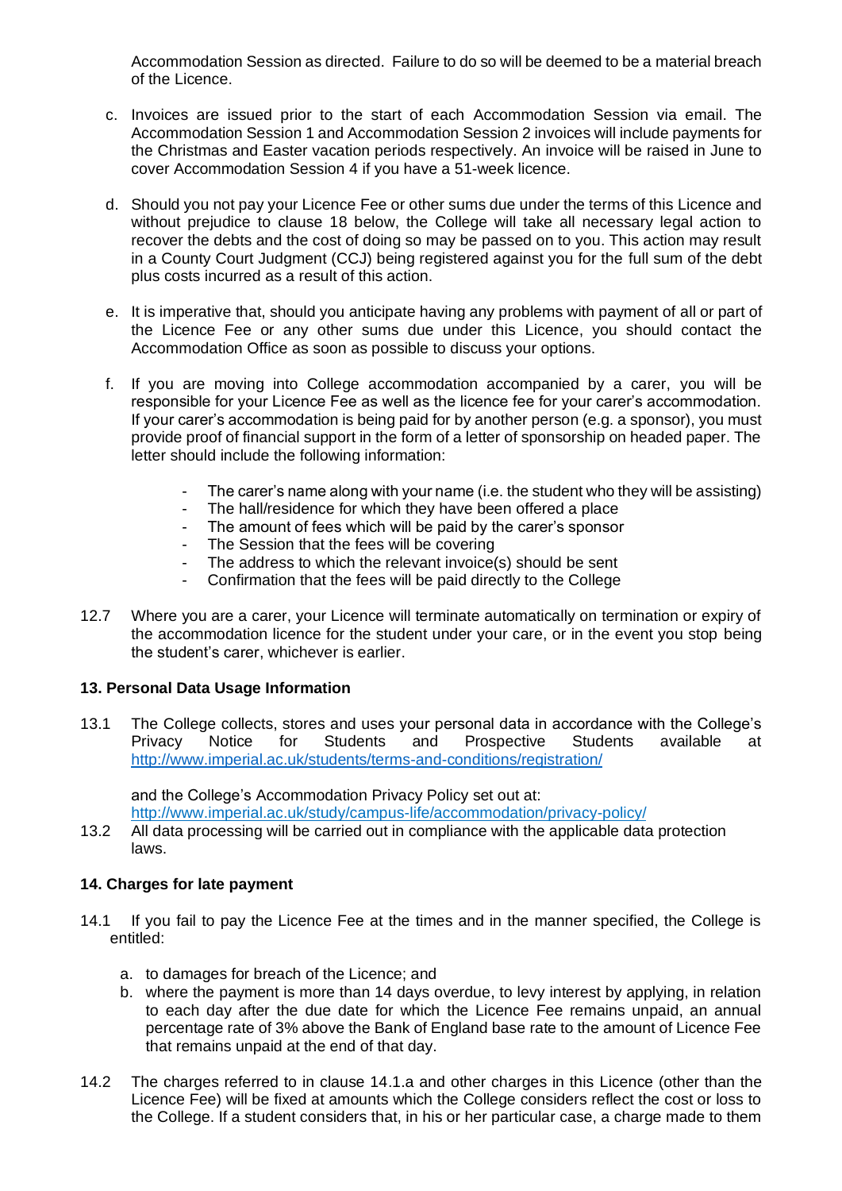Accommodation Session as directed. Failure to do so will be deemed to be a material breach of the Licence.

c. Invoices are issued prior to the start of each Accommodation Session via email. The Accommodation Session 1 and Accommodation Session 2 invoices will include payments for the Christmas and Easter vacation periods respectively. An invoice will be raised in June to cover Accommodation Session 4 if you have a 51-week licence.

d. Should you not pay your Licence Fee or other sums due under the terms of this Licence and without prejudice to clause 18 below, the College will take all necessary legal action to recover the debts and the cost of doing so may be passed on to you. This action may result in a County Court Judgment (CCJ) being registered against you for the full sum of the debt plus costs incurred as a result of this action.

e. It is imperative that, should you anticipate having any problems with payment of all or part of the Licence Fee or any other sums due under this Licence, you should contact the Accommodation Office as soon as possible to discuss your options.

f. If you are moving into College accommodation accompanied by a carer, you will be responsible for your Licence Fee as well as the licence fee for your carer's accommodation. If your carer's accommodation is being paid for by another person (e.g. a sponsor), you must provide proof of financial support in the form of a letter of sponsorship on headed paper. The letter should include the following information:

- The carer's name along with your name (i.e. the student who they will be assisting)
- The hall/residence for which they have been offered a place
- The amount of fees which will be paid by the carer's sponsor
- The Session that the fees will be covering
- The address to which the relevant invoice(s) should be sent
- Confirmation that the fees will be paid directly to the College

12.7 Where you are a carer, your Licence will terminate automatically on termination or expiry of the accommodation licence for the student under your care, or in the event you stop being the student's carer, whichever is earlier.

**13. Personal Data Usage Information**

13.1 The College collects, stores and uses your personal data in accordance with the College's Privacy Notice for Students and Prospective Students available at http://www.imperial.ac.uk/students/terms-and-conditions/registration/

and the College's Accommodation Privacy Policy set out at: http://www.imperial.ac.uk/study/campus-life/accommodation/privacy-policy/

13.2 All data processing will be carried out in compliance with the applicable data protection laws.

**14. Charges for late payment**

14.1 If you fail to pay the Licence Fee at the times and in the manner specified, the College is entitled:

a. to damages for breach of the Licence; and
b. where the payment is more than 14 days overdue, to levy interest by applying, in relation to each day after the due date for which the Licence Fee remains unpaid, an annual percentage rate of 3% above the Bank of England base rate to the amount of Licence Fee that remains unpaid at the end of that day.

14.2 The charges referred to in clause 14.1.a and other charges in this Licence (other than the Licence Fee) will be fixed at amounts which the College considers reflect the cost or loss to the College. If a student considers that, in his or her particular case, a charge made to them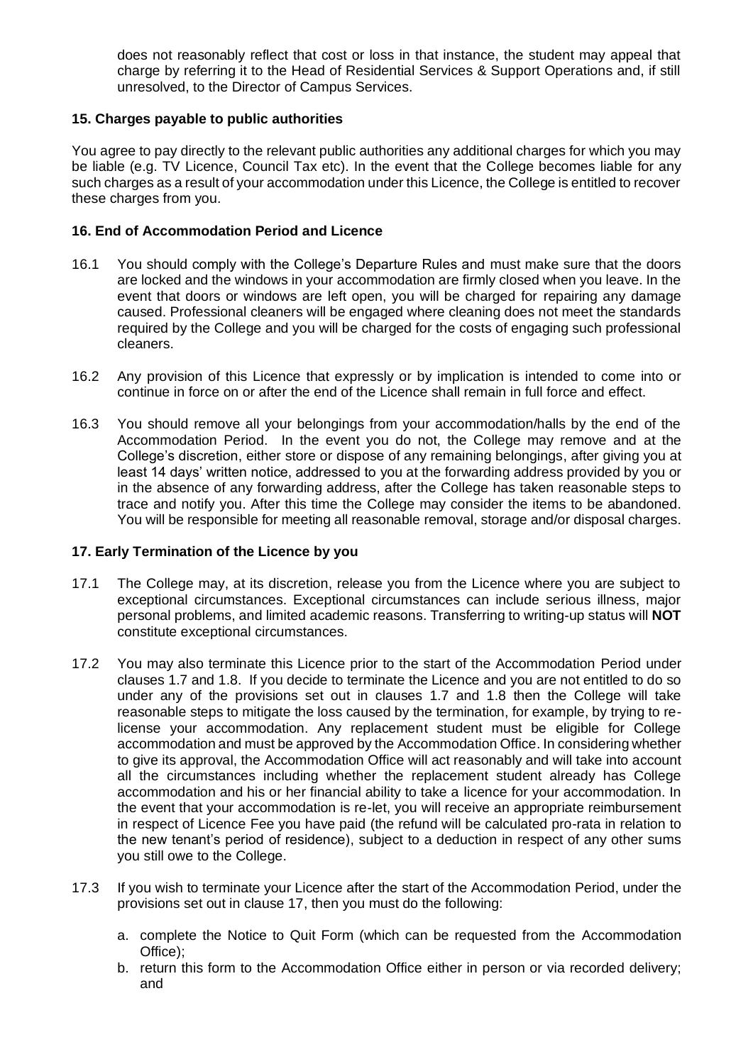does not reasonably reflect that cost or loss in that instance, the student may appeal that charge by referring it to the Head of Residential Services & Support Operations and, if still unresolved, to the Director of Campus Services.

### 15. Charges payable to public authorities

You agree to pay directly to the relevant public authorities any additional charges for which you may be liable (e.g. TV Licence, Council Tax etc). In the event that the College becomes liable for any such charges as a result of your accommodation under this Licence, the College is entitled to recover these charges from you.

### 16. End of Accommodation Period and Licence

16.1 You should comply with the College's Departure Rules and must make sure that the doors are locked and the windows in your accommodation are firmly closed when you leave. In the event that doors or windows are left open, you will be charged for repairing any damage caused. Professional cleaners will be engaged where cleaning does not meet the standards required by the College and you will be charged for the costs of engaging such professional cleaners.

16.2 Any provision of this Licence that expressly or by implication is intended to come into or continue in force on or after the end of the Licence shall remain in full force and effect.

16.3 You should remove all your belongings from your accommodation/halls by the end of the Accommodation Period. In the event you do not, the College may remove and at the College's discretion, either store or dispose of any remaining belongings, after giving you at least 14 days' written notice, addressed to you at the forwarding address provided by you or in the absence of any forwarding address, after the College has taken reasonable steps to trace and notify you. After this time the College may consider the items to be abandoned. You will be responsible for meeting all reasonable removal, storage and/or disposal charges.

### 17. Early Termination of the Licence by you

17.1 The College may, at its discretion, release you from the Licence where you are subject to exceptional circumstances. Exceptional circumstances can include serious illness, major personal problems, and limited academic reasons. Transferring to writing-up status will **NOT** constitute exceptional circumstances.

17.2 You may also terminate this Licence prior to the start of the Accommodation Period under clauses 1.7 and 1.8. If you decide to terminate the Licence and you are not entitled to do so under any of the provisions set out in clauses 1.7 and 1.8 then the College will take reasonable steps to mitigate the loss caused by the termination, for example, by trying to re-license your accommodation. Any replacement student must be eligible for College accommodation and must be approved by the Accommodation Office. In considering whether to give its approval, the Accommodation Office will act reasonably and will take into account all the circumstances including whether the replacement student already has College accommodation and his or her financial ability to take a licence for your accommodation. In the event that your accommodation is re-let, you will receive an appropriate reimbursement in respect of Licence Fee you have paid (the refund will be calculated pro-rata in relation to the new tenant's period of residence), subject to a deduction in respect of any other sums you still owe to the College.

17.3 If you wish to terminate your Licence after the start of the Accommodation Period, under the provisions set out in clause 17, then you must do the following:

a. complete the Notice to Quit Form (which can be requested from the Accommodation Office);
b. return this form to the Accommodation Office either in person or via recorded delivery; and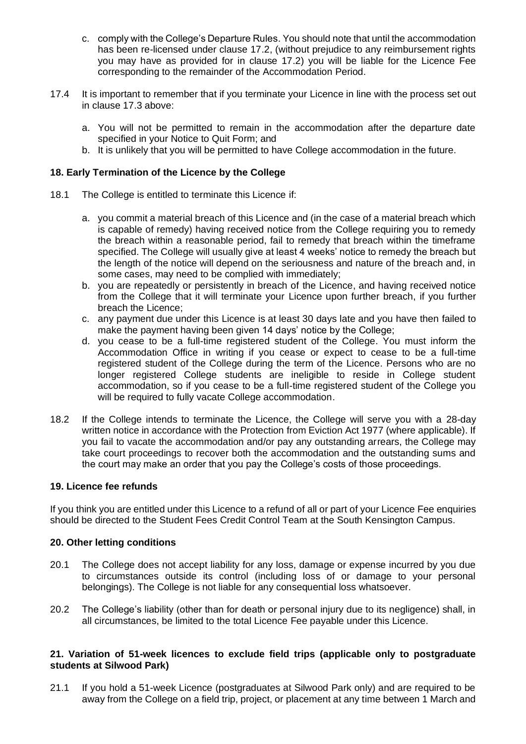c. comply with the College's Departure Rules. You should note that until the accommodation has been re-licensed under clause 17.2, (without prejudice to any reimbursement rights you may have as provided for in clause 17.2) you will be liable for the Licence Fee corresponding to the remainder of the Accommodation Period.

17.4 It is important to remember that if you terminate your Licence in line with the process set out in clause 17.3 above:

a. You will not be permitted to remain in the accommodation after the departure date specified in your Notice to Quit Form; and
b. It is unlikely that you will be permitted to have College accommodation in the future.

**18. Early Termination of the Licence by the College**

18.1 The College is entitled to terminate this Licence if:

a. you commit a material breach of this Licence and (in the case of a material breach which is capable of remedy) having received notice from the College requiring you to remedy the breach within a reasonable period, fail to remedy that breach within the timeframe specified. The College will usually give at least 4 weeks' notice to remedy the breach but the length of the notice will depend on the seriousness and nature of the breach and, in some cases, may need to be complied with immediately;
b. you are repeatedly or persistently in breach of the Licence, and having received notice from the College that it will terminate your Licence upon further breach, if you further breach the Licence;
c. any payment due under this Licence is at least 30 days late and you have then failed to make the payment having been given 14 days' notice by the College;
d. you cease to be a full-time registered student of the College. You must inform the Accommodation Office in writing if you cease or expect to cease to be a full-time registered student of the College during the term of the Licence. Persons who are no longer registered College students are ineligible to reside in College student accommodation, so if you cease to be a full-time registered student of the College you will be required to fully vacate College accommodation.

18.2 If the College intends to terminate the Licence, the College will serve you with a 28-day written notice in accordance with the Protection from Eviction Act 1977 (where applicable). If you fail to vacate the accommodation and/or pay any outstanding arrears, the College may take court proceedings to recover both the accommodation and the outstanding sums and the court may make an order that you pay the College's costs of those proceedings.

**19. Licence fee refunds**

If you think you are entitled under this Licence to a refund of all or part of your Licence Fee enquiries should be directed to the Student Fees Credit Control Team at the South Kensington Campus.

**20. Other letting conditions**

20.1 The College does not accept liability for any loss, damage or expense incurred by you due to circumstances outside its control (including loss of or damage to your personal belongings). The College is not liable for any consequential loss whatsoever.

20.2 The College's liability (other than for death or personal injury due to its negligence) shall, in all circumstances, be limited to the total Licence Fee payable under this Licence.

**21. Variation of 51-week licences to exclude field trips (applicable only to postgraduate students at Silwood Park)**

21.1 If you hold a 51-week Licence (postgraduates at Silwood Park only) and are required to be away from the College on a field trip, project, or placement at any time between 1 March and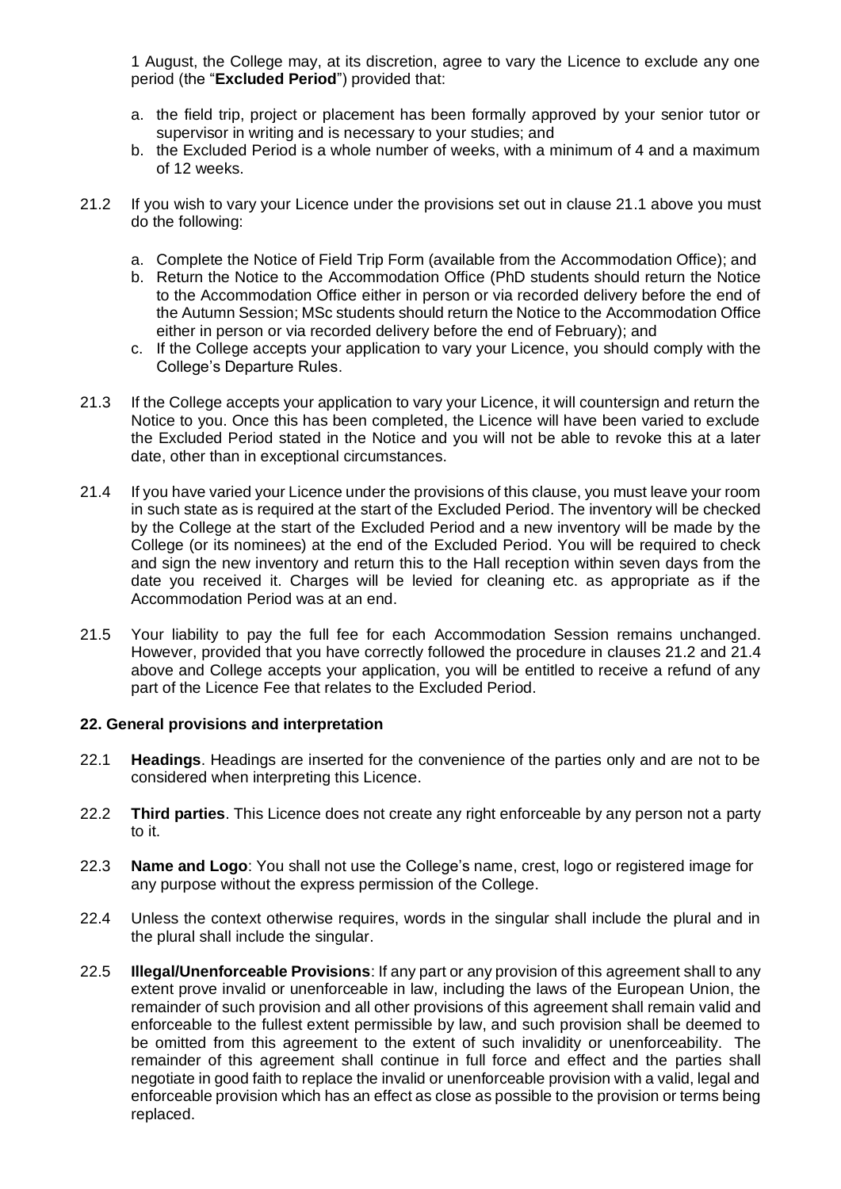1 August, the College may, at its discretion, agree to vary the Licence to exclude any one period (the "**Excluded Period**") provided that:

a. the field trip, project or placement has been formally approved by your senior tutor or supervisor in writing and is necessary to your studies; and
b. the Excluded Period is a whole number of weeks, with a minimum of 4 and a maximum of 12 weeks.

21.2 If you wish to vary your Licence under the provisions set out in clause 21.1 above you must do the following:

a. Complete the Notice of Field Trip Form (available from the Accommodation Office); and
b. Return the Notice to the Accommodation Office (PhD students should return the Notice to the Accommodation Office either in person or via recorded delivery before the end of the Autumn Session; MSc students should return the Notice to the Accommodation Office either in person or via recorded delivery before the end of February); and
c. If the College accepts your application to vary your Licence, you should comply with the College's Departure Rules.

21.3 If the College accepts your application to vary your Licence, it will countersign and return the Notice to you. Once this has been completed, the Licence will have been varied to exclude the Excluded Period stated in the Notice and you will not be able to revoke this at a later date, other than in exceptional circumstances.

21.4 If you have varied your Licence under the provisions of this clause, you must leave your room in such state as is required at the start of the Excluded Period. The inventory will be checked by the College at the start of the Excluded Period and a new inventory will be made by the College (or its nominees) at the end of the Excluded Period. You will be required to check and sign the new inventory and return this to the Hall reception within seven days from the date you received it. Charges will be levied for cleaning etc. as appropriate as if the Accommodation Period was at an end.

21.5 Your liability to pay the full fee for each Accommodation Session remains unchanged. However, provided that you have correctly followed the procedure in clauses 21.2 and 21.4 above and College accepts your application, you will be entitled to receive a refund of any part of the Licence Fee that relates to the Excluded Period.

**22. General provisions and interpretation**

22.1 **Headings**. Headings are inserted for the convenience of the parties only and are not to be considered when interpreting this Licence.

22.2 **Third parties**. This Licence does not create any right enforceable by any person not a party to it.

22.3 **Name and Logo**: You shall not use the College's name, crest, logo or registered image for any purpose without the express permission of the College.

22.4 Unless the context otherwise requires, words in the singular shall include the plural and in the plural shall include the singular.

22.5 **Illegal/Unenforceable Provisions**: If any part or any provision of this agreement shall to any extent prove invalid or unenforceable in law, including the laws of the European Union, the remainder of such provision and all other provisions of this agreement shall remain valid and enforceable to the fullest extent permissible by law, and such provision shall be deemed to be omitted from this agreement to the extent of such invalidity or unenforceability. The remainder of this agreement shall continue in full force and effect and the parties shall negotiate in good faith to replace the invalid or unenforceable provision with a valid, legal and enforceable provision which has an effect as close as possible to the provision or terms being replaced.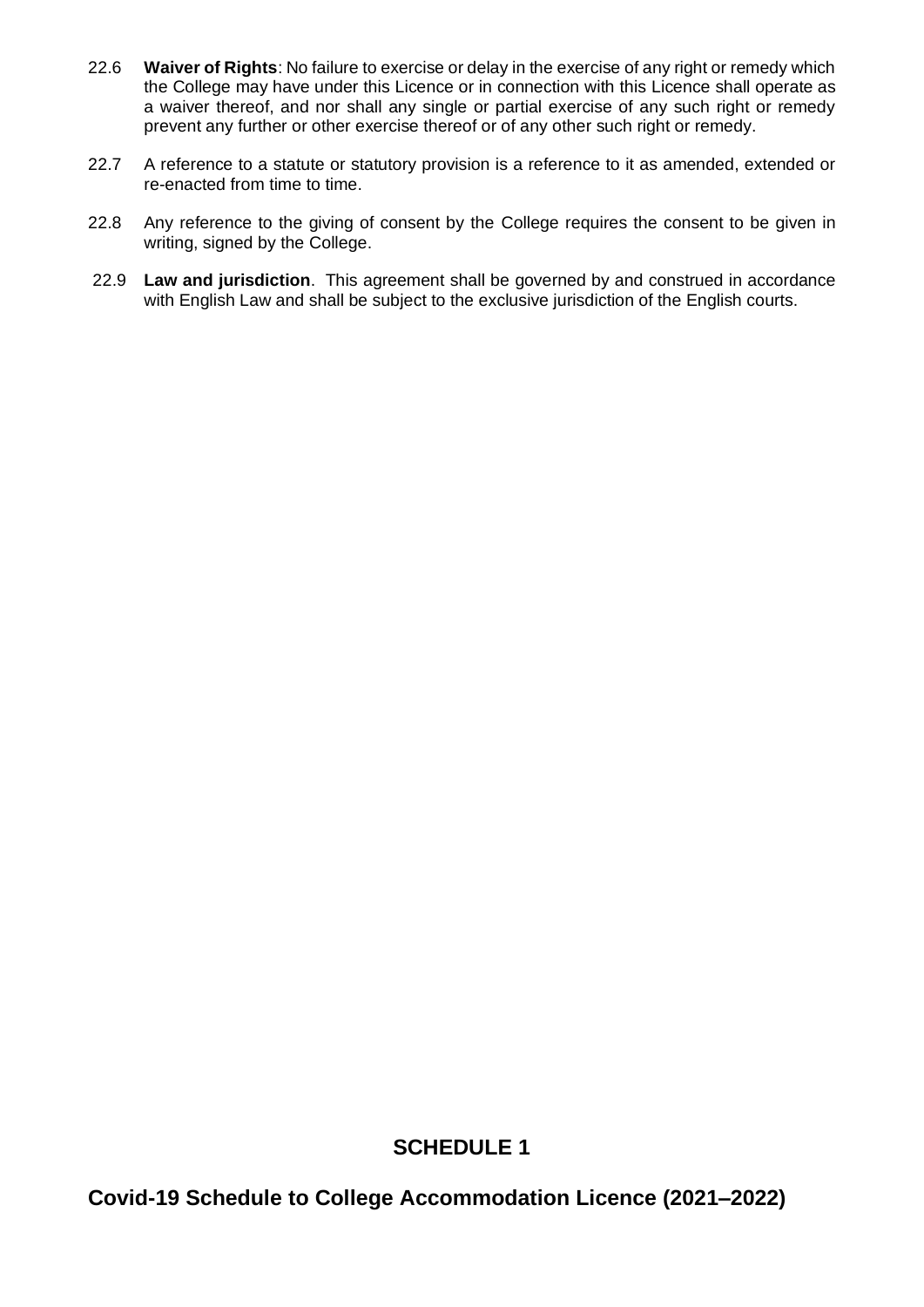22.6 **Waiver of Rights**: No failure to exercise or delay in the exercise of any right or remedy which the College may have under this Licence or in connection with this Licence shall operate as a waiver thereof, and nor shall any single or partial exercise of any such right or remedy prevent any further or other exercise thereof or of any other such right or remedy.

22.7 A reference to a statute or statutory provision is a reference to it as amended, extended or re-enacted from time to time.

22.8 Any reference to the giving of consent by the College requires the consent to be given in writing, signed by the College.

22.9 **Law and jurisdiction**. This agreement shall be governed by and construed in accordance with English Law and shall be subject to the exclusive jurisdiction of the English courts.

## SCHEDULE 1

## Covid-19 Schedule to College Accommodation Licence (2021–2022)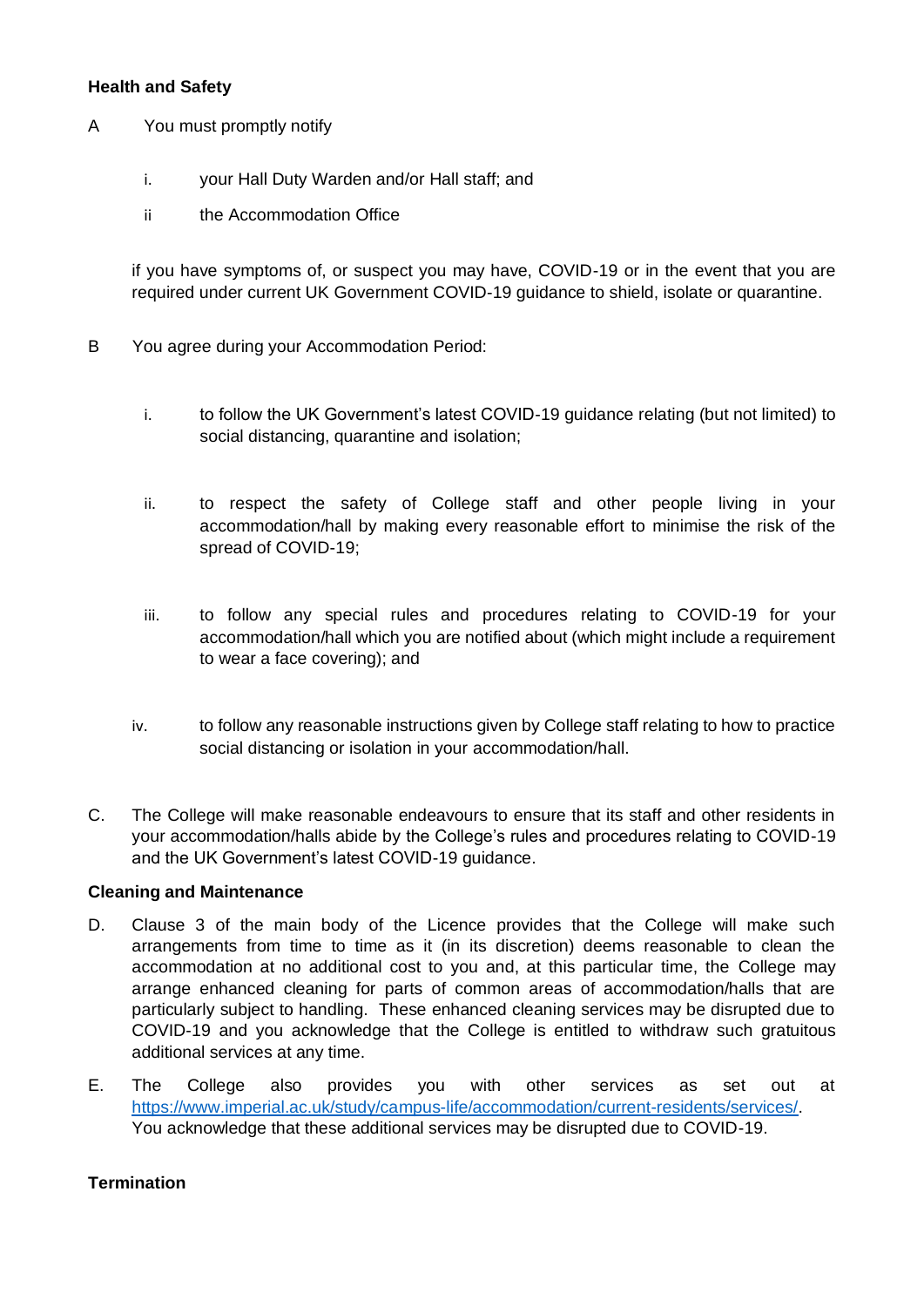**Health and Safety**

A You must promptly notify

i. your Hall Duty Warden and/or Hall staff; and

ii the Accommodation Office

if you have symptoms of, or suspect you may have, COVID-19 or in the event that you are required under current UK Government COVID-19 guidance to shield, isolate or quarantine.

B You agree during your Accommodation Period:

i. to follow the UK Government's latest COVID-19 guidance relating (but not limited) to social distancing, quarantine and isolation;

ii. to respect the safety of College staff and other people living in your accommodation/hall by making every reasonable effort to minimise the risk of the spread of COVID-19;

iii. to follow any special rules and procedures relating to COVID-19 for your accommodation/hall which you are notified about (which might include a requirement to wear a face covering); and

iv. to follow any reasonable instructions given by College staff relating to how to practice social distancing or isolation in your accommodation/hall.

C. The College will make reasonable endeavours to ensure that its staff and other residents in your accommodation/halls abide by the College's rules and procedures relating to COVID-19 and the UK Government's latest COVID-19 guidance.

**Cleaning and Maintenance**

D. Clause 3 of the main body of the Licence provides that the College will make such arrangements from time to time as it (in its discretion) deems reasonable to clean the accommodation at no additional cost to you and, at this particular time, the College may arrange enhanced cleaning for parts of common areas of accommodation/halls that are particularly subject to handling. These enhanced cleaning services may be disrupted due to COVID-19 and you acknowledge that the College is entitled to withdraw such gratuitous additional services at any time.

E. The College also provides you with other services as set out at https://www.imperial.ac.uk/study/campus-life/accommodation/current-residents/services/. You acknowledge that these additional services may be disrupted due to COVID-19.

**Termination**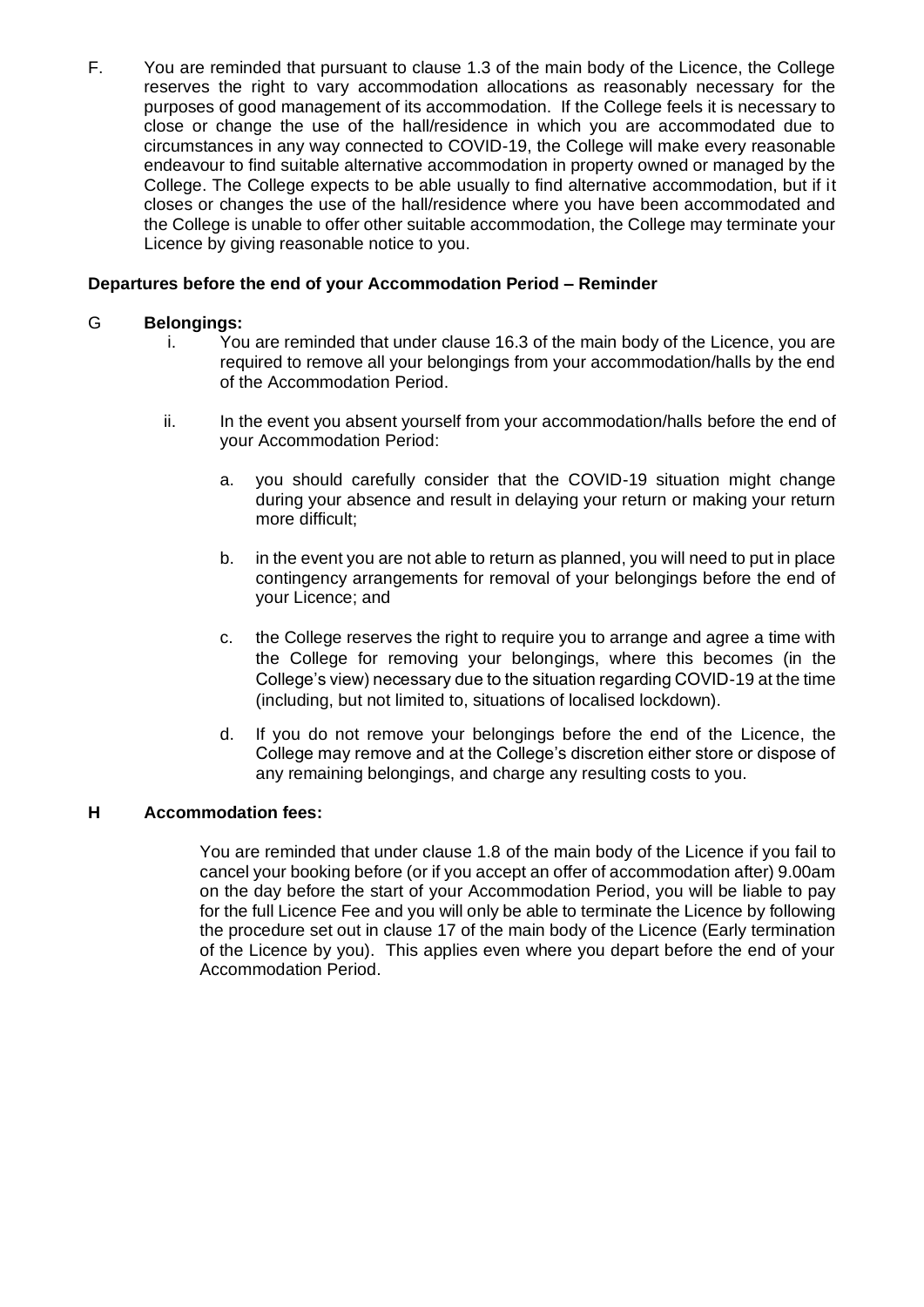F. You are reminded that pursuant to clause 1.3 of the main body of the Licence, the College reserves the right to vary accommodation allocations as reasonably necessary for the purposes of good management of its accommodation. If the College feels it is necessary to close or change the use of the hall/residence in which you are accommodated due to circumstances in any way connected to COVID-19, the College will make every reasonable endeavour to find suitable alternative accommodation in property owned or managed by the College. The College expects to be able usually to find alternative accommodation, but if it closes or changes the use of the hall/residence where you have been accommodated and the College is unable to offer other suitable accommodation, the College may terminate your Licence by giving reasonable notice to you.

**Departures before the end of your Accommodation Period – Reminder**

G **Belongings:**

i. You are reminded that under clause 16.3 of the main body of the Licence, you are required to remove all your belongings from your accommodation/halls by the end of the Accommodation Period.

ii. In the event you absent yourself from your accommodation/halls before the end of your Accommodation Period:

a. you should carefully consider that the COVID-19 situation might change during your absence and result in delaying your return or making your return more difficult;

b. in the event you are not able to return as planned, you will need to put in place contingency arrangements for removal of your belongings before the end of your Licence; and

c. the College reserves the right to require you to arrange and agree a time with the College for removing your belongings, where this becomes (in the College's view) necessary due to the situation regarding COVID-19 at the time (including, but not limited to, situations of localised lockdown).

d. If you do not remove your belongings before the end of the Licence, the College may remove and at the College's discretion either store or dispose of any remaining belongings, and charge any resulting costs to you.

**H Accommodation fees:**

You are reminded that under clause 1.8 of the main body of the Licence if you fail to cancel your booking before (or if you accept an offer of accommodation after) 9.00am on the day before the start of your Accommodation Period, you will be liable to pay for the full Licence Fee and you will only be able to terminate the Licence by following the procedure set out in clause 17 of the main body of the Licence (Early termination of the Licence by you). This applies even where you depart before the end of your Accommodation Period.